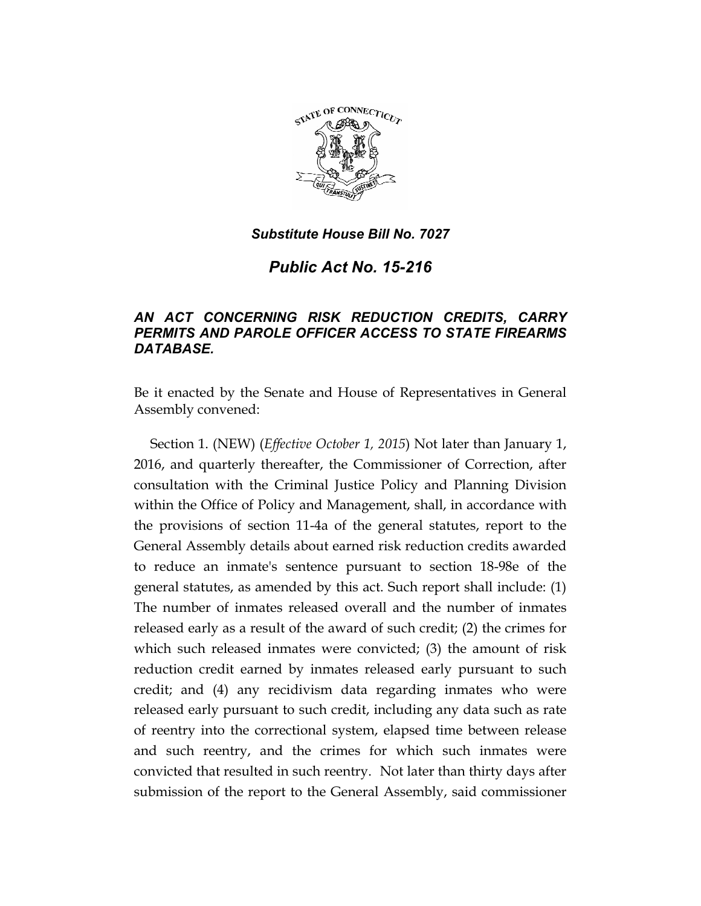*Substitute House Bill No. 7027*

# *Public Act No. 15-216*

## *AN ACT CONCERNING RISK REDUCTION CREDITS, CARRY PERMITS AND PAROLE OFFICER ACCESS TO STATE FIREARMS DATABASE.*

Be it enacted by the Senate and House of Representatives in General Assembly convened:

Section 1. (NEW) (*Effective October 1, 2015*) Not later than January 1, 2016, and quarterly thereafter, the Commissioner of Correction, after consultation with the Criminal Justice Policy and Planning Division within the Office of Policy and Management, shall, in accordance with the provisions of section 11-4a of the general statutes, report to the General Assembly details about earned risk reduction credits awarded to reduce an inmate's sentence pursuant to section 18-98e of the general statutes, as amended by this act. Such report shall include: (1) The number of inmates released overall and the number of inmates released early as a result of the award of such credit; (2) the crimes for which such released inmates were convicted; (3) the amount of risk reduction credit earned by inmates released early pursuant to such credit; and (4) any recidivism data regarding inmates who were released early pursuant to such credit, including any data such as rate of reentry into the correctional system, elapsed time between release and such reentry, and the crimes for which such inmates were convicted that resulted in such reentry. Not later than thirty days after submission of the report to the General Assembly, said commissioner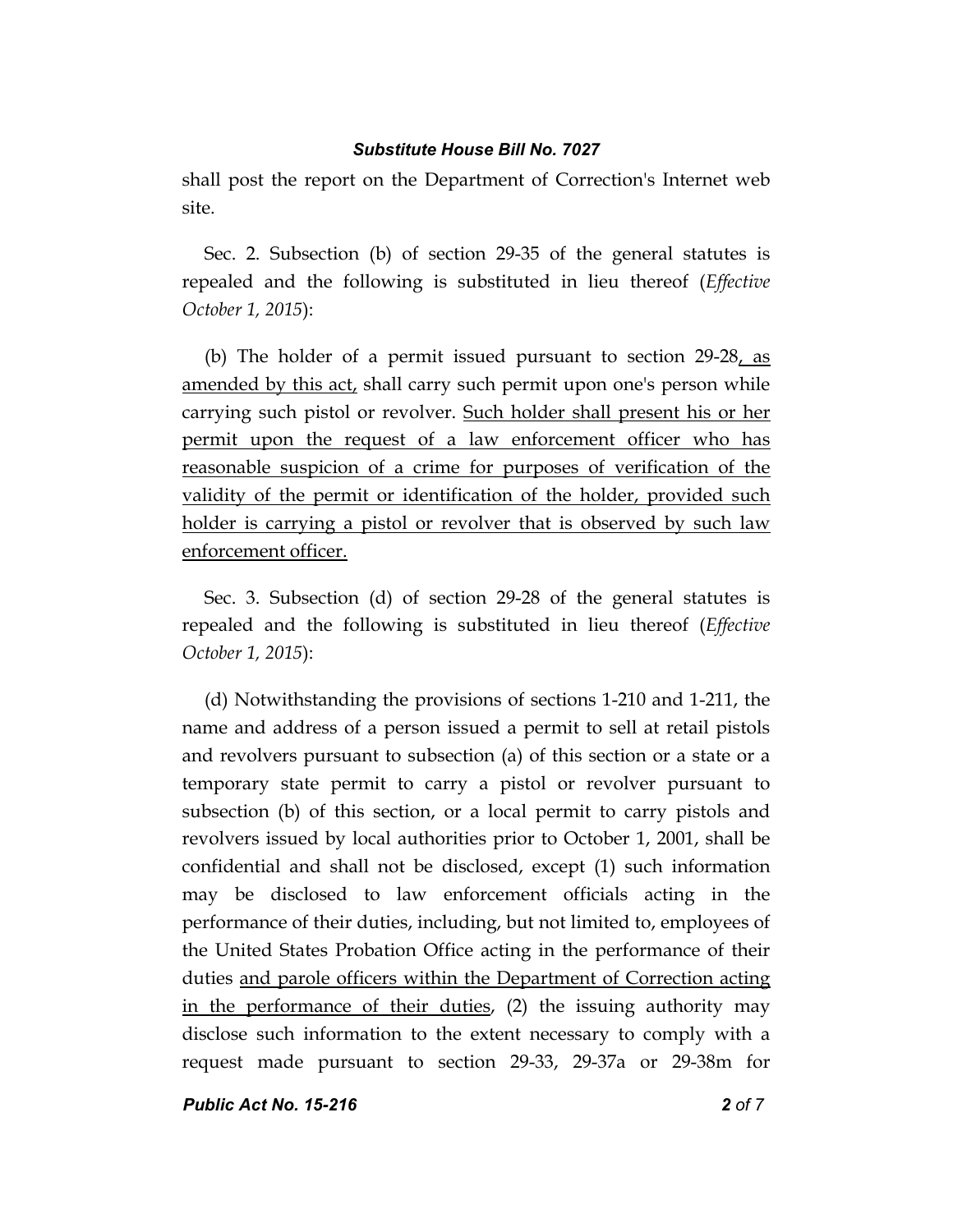shall post the report on the Department of Correction's Internet web site.

Sec. 2. Subsection (b) of section 29-35 of the general statutes is repealed and the following is substituted in lieu thereof (*Effective October 1, 2015*):

(b) The holder of a permit issued pursuant to section 29-28, as amended by this act, shall carry such permit upon one's person while carrying such pistol or revolver. Such holder shall present his or her permit upon the request of a law enforcement officer who has reasonable suspicion of a crime for purposes of verification of the validity of the permit or identification of the holder, provided such holder is carrying a pistol or revolver that is observed by such law enforcement officer.

Sec. 3. Subsection (d) of section 29-28 of the general statutes is repealed and the following is substituted in lieu thereof (*Effective October 1, 2015*):

(d) Notwithstanding the provisions of sections 1-210 and 1-211, the name and address of a person issued a permit to sell at retail pistols and revolvers pursuant to subsection (a) of this section or a state or a temporary state permit to carry a pistol or revolver pursuant to subsection (b) of this section, or a local permit to carry pistols and revolvers issued by local authorities prior to October 1, 2001, shall be confidential and shall not be disclosed, except (1) such information may be disclosed to law enforcement officials acting in the performance of their duties, including, but not limited to, employees of the United States Probation Office acting in the performance of their duties and parole officers within the Department of Correction acting in the performance of their duties, (2) the issuing authority may disclose such information to the extent necessary to comply with a request made pursuant to section 29-33, 29-37a or 29-38m for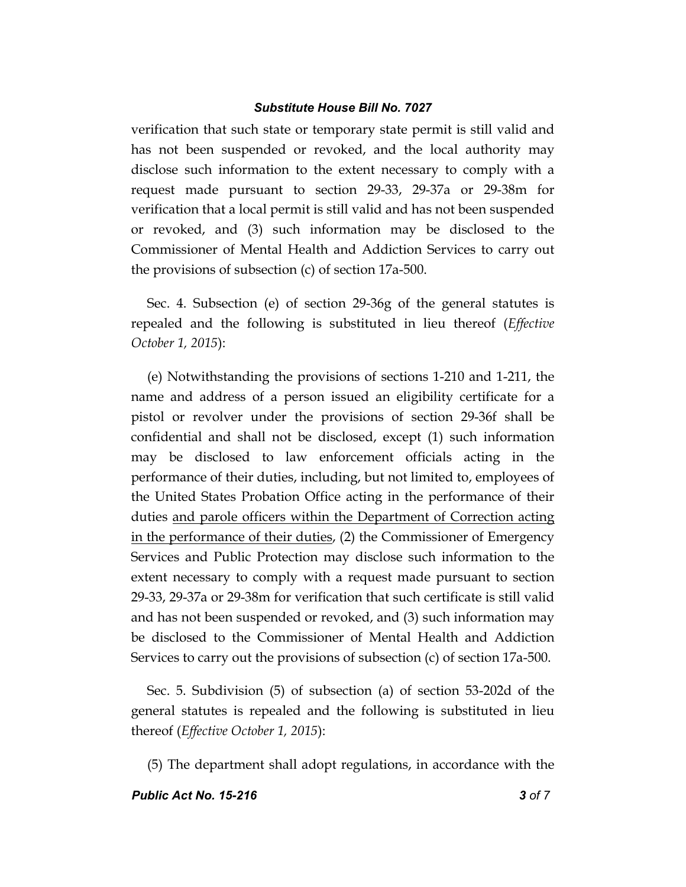verification that such state or temporary state permit is still valid and has not been suspended or revoked, and the local authority may disclose such information to the extent necessary to comply with a request made pursuant to section 29-33, 29-37a or 29-38m for verification that a local permit is still valid and has not been suspended or revoked, and (3) such information may be disclosed to the Commissioner of Mental Health and Addiction Services to carry out the provisions of subsection (c) of section 17a-500.

Sec. 4. Subsection (e) of section 29-36g of the general statutes is repealed and the following is substituted in lieu thereof (*Effective October 1, 2015*):

(e) Notwithstanding the provisions of sections 1-210 and 1-211, the name and address of a person issued an eligibility certificate for a pistol or revolver under the provisions of section 29-36f shall be confidential and shall not be disclosed, except (1) such information may be disclosed to law enforcement officials acting in the performance of their duties, including, but not limited to, employees of the United States Probation Office acting in the performance of their duties <u>and parole officers within the Department of Correction acting in the performance of their duties</u>, (2) the Commissioner of Emergency Services and Public Protection may disclose such information to the extent necessary to comply with a request made pursuant to section 29-33, 29-37a or 29-38m for verification that such certificate is still valid and has not been suspended or revoked, and (3) such information may be disclosed to the Commissioner of Mental Health and Addiction Services to carry out the provisions of subsection (c) of section 17a-500.

Sec. 5. Subdivision (5) of subsection (a) of section 53-202d of the general statutes is repealed and the following is substituted in lieu thereof (*Effective October 1, 2015*):

(5) The department shall adopt regulations, in accordance with the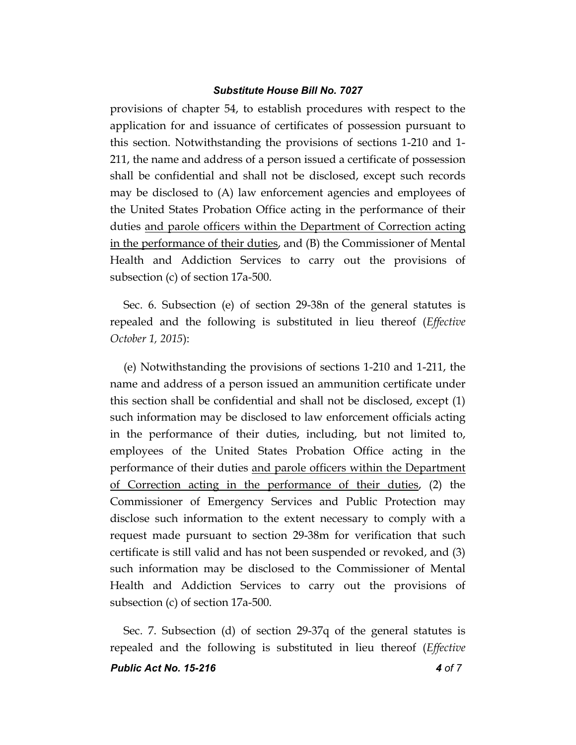provisions of chapter 54, to establish procedures with respect to the application for and issuance of certificates of possession pursuant to this section. Notwithstanding the provisions of sections 1-210 and 1-211, the name and address of a person issued a certificate of possession shall be confidential and shall not be disclosed, except such records may be disclosed to (A) law enforcement agencies and employees of the United States Probation Office acting in the performance of their duties <u>and parole officers within the Department of Correction acting in the performance of their duties</u>, and (B) the Commissioner of Mental Health and Addiction Services to carry out the provisions of subsection (c) of section 17a-500.

Sec. 6. Subsection (e) of section 29-38n of the general statutes is repealed and the following is substituted in lieu thereof (*Effective October 1, 2015*):

(e) Notwithstanding the provisions of sections 1-210 and 1-211, the name and address of a person issued an ammunition certificate under this section shall be confidential and shall not be disclosed, except (1) such information may be disclosed to law enforcement officials acting in the performance of their duties, including, but not limited to, employees of the United States Probation Office acting in the performance of their duties <u>and parole officers within the Department of Correction acting in the performance of their duties</u>, (2) the Commissioner of Emergency Services and Public Protection may disclose such information to the extent necessary to comply with a request made pursuant to section 29-38m for verification that such certificate is still valid and has not been suspended or revoked, and (3) such information may be disclosed to the Commissioner of Mental Health and Addiction Services to carry out the provisions of subsection (c) of section 17a-500.

Sec. 7. Subsection (d) of section 29-37q of the general statutes is repealed and the following is substituted in lieu thereof (*Effective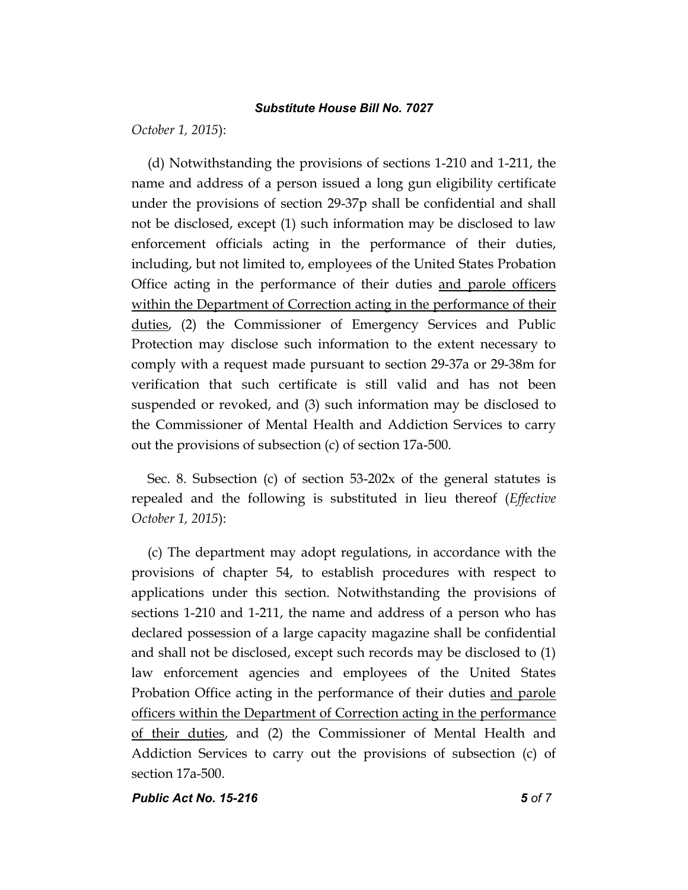*October 1, 2015*):

(d) Notwithstanding the provisions of sections 1-210 and 1-211, the name and address of a person issued a long gun eligibility certificate under the provisions of section 29-37p shall be confidential and shall not be disclosed, except (1) such information may be disclosed to law enforcement officials acting in the performance of their duties, including, but not limited to, employees of the United States Probation Office acting in the performance of their duties <u>and parole officers within the Department of Correction acting in the performance of their duties</u>, (2) the Commissioner of Emergency Services and Public Protection may disclose such information to the extent necessary to comply with a request made pursuant to section 29-37a or 29-38m for verification that such certificate is still valid and has not been suspended or revoked, and (3) such information may be disclosed to the Commissioner of Mental Health and Addiction Services to carry out the provisions of subsection (c) of section 17a-500.

Sec. 8. Subsection (c) of section 53-202x of the general statutes is repealed and the following is substituted in lieu thereof (*Effective October 1, 2015*):

(c) The department may adopt regulations, in accordance with the provisions of chapter 54, to establish procedures with respect to applications under this section. Notwithstanding the provisions of sections 1-210 and 1-211, the name and address of a person who has declared possession of a large capacity magazine shall be confidential and shall not be disclosed, except such records may be disclosed to (1) law enforcement agencies and employees of the United States Probation Office acting in the performance of their duties <u>and parole officers within the Department of Correction acting in the performance of their duties</u>, and (2) the Commissioner of Mental Health and Addiction Services to carry out the provisions of subsection (c) of section 17a-500.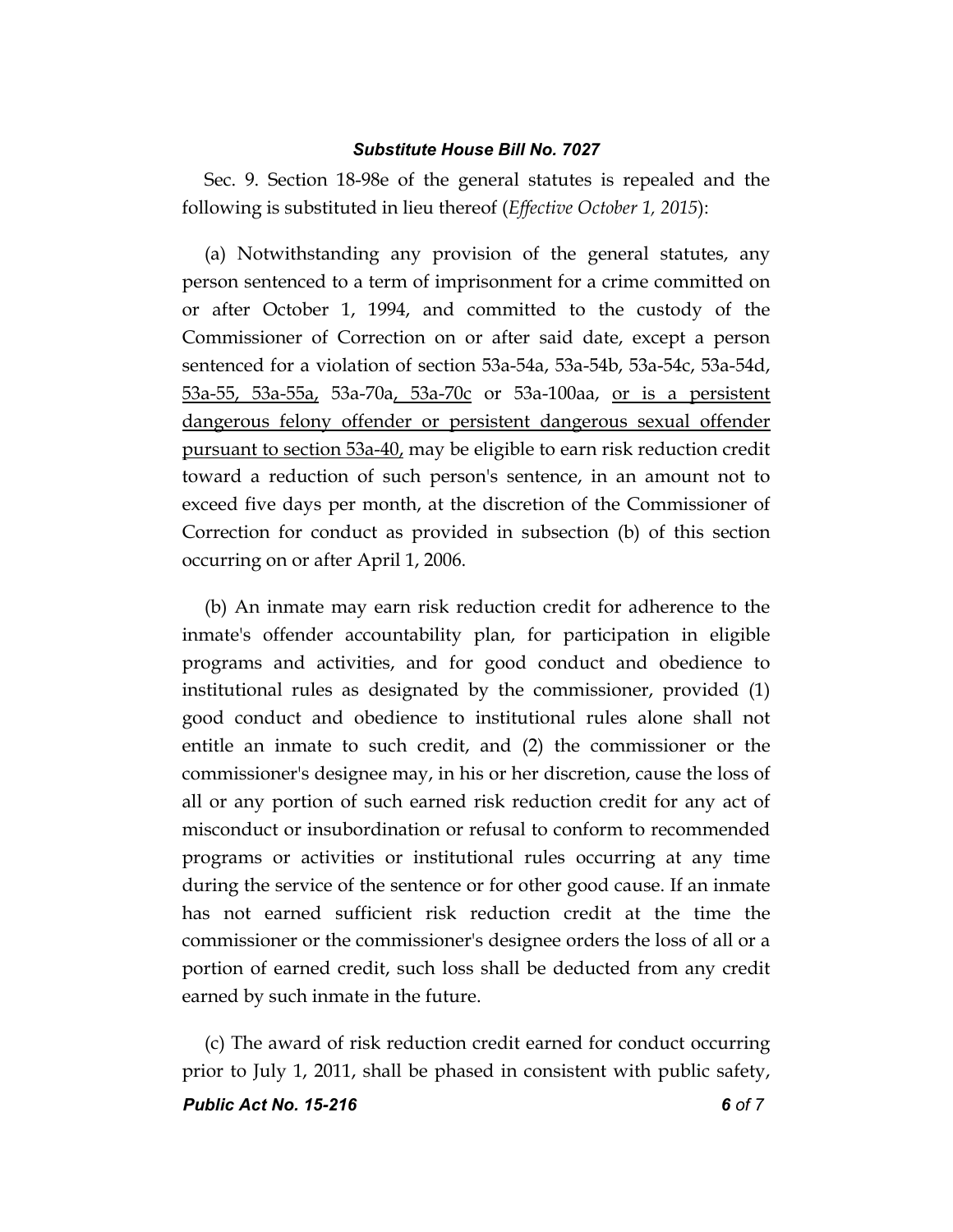Sec. 9. Section 18-98e of the general statutes is repealed and the following is substituted in lieu thereof (*Effective October 1, 2015*):

(a) Notwithstanding any provision of the general statutes, any person sentenced to a term of imprisonment for a crime committed on or after October 1, 1994, and committed to the custody of the Commissioner of Correction on or after said date, except a person sentenced for a violation of section 53a-54a, 53a-54b, 53a-54c, 53a-54d, 53a-55, 53a-55a, 53a-70a, 53a-70c or 53a-100aa, or is a persistent dangerous felony offender or persistent dangerous sexual offender pursuant to section 53a-40, may be eligible to earn risk reduction credit toward a reduction of such person's sentence, in an amount not to exceed five days per month, at the discretion of the Commissioner of Correction for conduct as provided in subsection (b) of this section occurring on or after April 1, 2006.

(b) An inmate may earn risk reduction credit for adherence to the inmate's offender accountability plan, for participation in eligible programs and activities, and for good conduct and obedience to institutional rules as designated by the commissioner, provided (1) good conduct and obedience to institutional rules alone shall not entitle an inmate to such credit, and (2) the commissioner or the commissioner's designee may, in his or her discretion, cause the loss of all or any portion of such earned risk reduction credit for any act of misconduct or insubordination or refusal to conform to recommended programs or activities or institutional rules occurring at any time during the service of the sentence or for other good cause. If an inmate has not earned sufficient risk reduction credit at the time the commissioner or the commissioner's designee orders the loss of all or a portion of earned credit, such loss shall be deducted from any credit earned by such inmate in the future.

(c) The award of risk reduction credit earned for conduct occurring prior to July 1, 2011, shall be phased in consistent with public safety,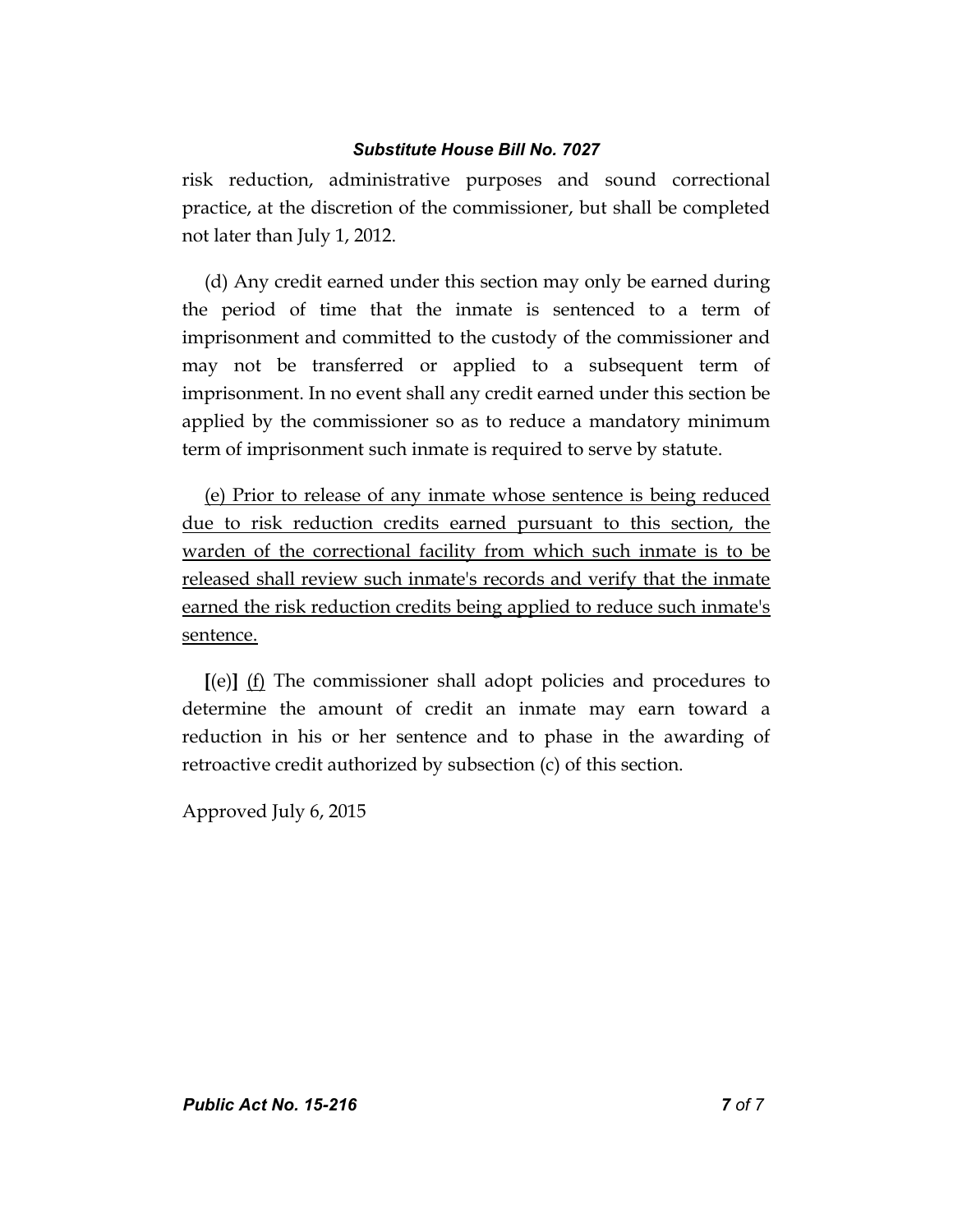risk reduction, administrative purposes and sound correctional practice, at the discretion of the commissioner, but shall be completed not later than July 1, 2012.

(d) Any credit earned under this section may only be earned during the period of time that the inmate is sentenced to a term of imprisonment and committed to the custody of the commissioner and may not be transferred or applied to a subsequent term of imprisonment. In no event shall any credit earned under this section be applied by the commissioner so as to reduce a mandatory minimum term of imprisonment such inmate is required to serve by statute.

<u>(e) Prior to release of any inmate whose sentence is being reduced due to risk reduction credits earned pursuant to this section, the warden of the correctional facility from which such inmate is to be released shall review such inmate's records and verify that the inmate earned the risk reduction credits being applied to reduce such inmate's sentence.</u>

**[**(e)**]** <u>(f)</u> The commissioner shall adopt policies and procedures to determine the amount of credit an inmate may earn toward a reduction in his or her sentence and to phase in the awarding of retroactive credit authorized by subsection (c) of this section.

Approved July 6, 2015